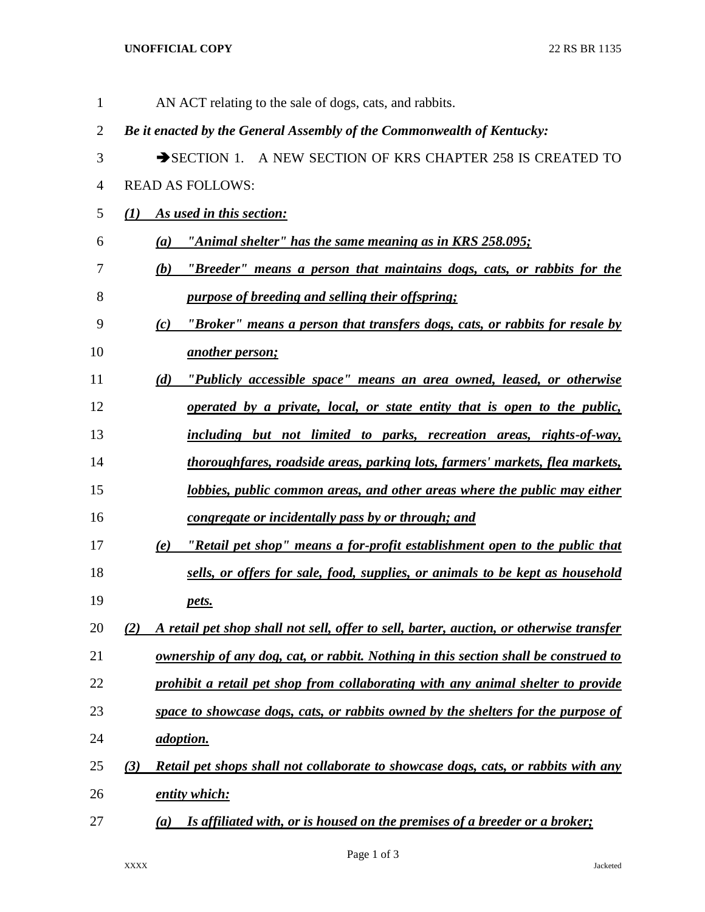AN ACT relating to the sale of dogs, cats, and rabbits.

***Be it enacted by the General Assembly of the Commonwealth of Kentucky:***

➔SECTION 1. A NEW SECTION OF KRS CHAPTER 258 IS CREATED TO READ AS FOLLOWS:

***(1) As used in this section:***

***(a) "Animal shelter" has the same meaning as in KRS 258.095;***

***(b) "Breeder" means a person that maintains dogs, cats, or rabbits for the purpose of breeding and selling their offspring;***

***(c) "Broker" means a person that transfers dogs, cats, or rabbits for resale by another person;***

***(d) "Publicly accessible space" means an area owned, leased, or otherwise operated by a private, local, or state entity that is open to the public, including but not limited to parks, recreation areas, rights-of-way, thoroughfares, roadside areas, parking lots, farmers' markets, flea markets, lobbies, public common areas, and other areas where the public may either congregate or incidentally pass by or through; and***

***(e) "Retail pet shop" means a for-profit establishment open to the public that sells, or offers for sale, food, supplies, or animals to be kept as household pets.***

***(2) A retail pet shop shall not sell, offer to sell, barter, auction, or otherwise transfer ownership of any dog, cat, or rabbit. Nothing in this section shall be construed to prohibit a retail pet shop from collaborating with any animal shelter to provide space to showcase dogs, cats, or rabbits owned by the shelters for the purpose of adoption.***

***(3) Retail pet shops shall not collaborate to showcase dogs, cats, or rabbits with any entity which:***

***(a) Is affiliated with, or is housed on the premises of a breeder or a broker;***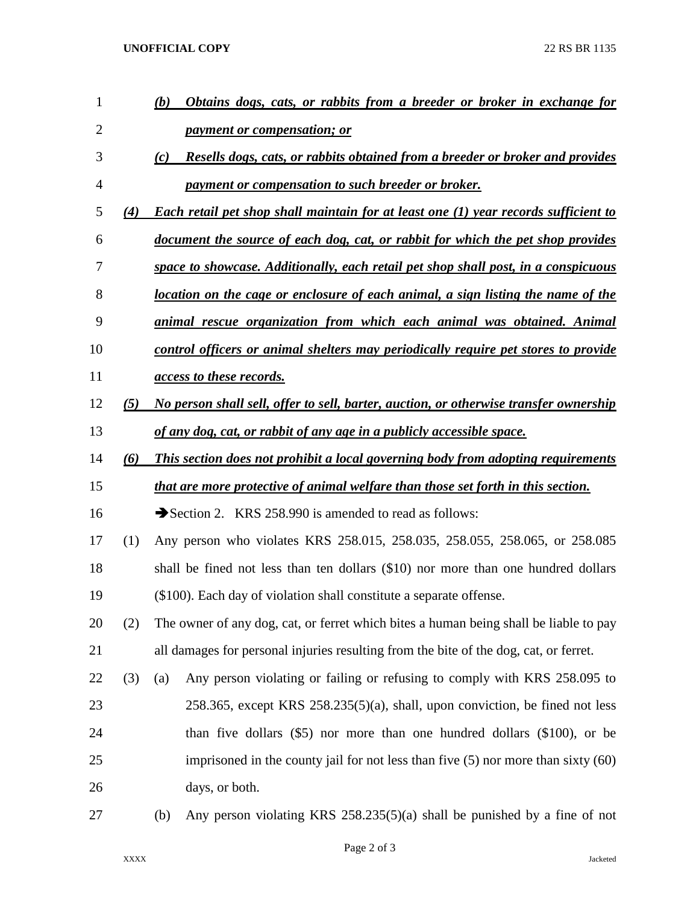*(b)* ***Obtains dogs, cats, or rabbits from a breeder or broker in exchange for payment or compensation; or***

*(c)* ***Resells dogs, cats, or rabbits obtained from a breeder or broker and provides payment or compensation to such breeder or broker.***

*(4)* ***Each retail pet shop shall maintain for at least one (1) year records sufficient to document the source of each dog, cat, or rabbit for which the pet shop provides space to showcase. Additionally, each retail pet shop shall post, in a conspicuous location on the cage or enclosure of each animal, a sign listing the name of the animal rescue organization from which each animal was obtained. Animal control officers or animal shelters may periodically require pet stores to provide access to these records.***

*(5)* ***No person shall sell, offer to sell, barter, auction, or otherwise transfer ownership of any dog, cat, or rabbit of any age in a publicly accessible space.***

*(6)* ***This section does not prohibit a local governing body from adopting requirements that are more protective of animal welfare than those set forth in this section.***

➔Section 2. KRS 258.990 is amended to read as follows:

(1) Any person who violates KRS 258.015, 258.035, 258.055, 258.065, or 258.085 shall be fined not less than ten dollars ($10) nor more than one hundred dollars ($100). Each day of violation shall constitute a separate offense.

(2) The owner of any dog, cat, or ferret which bites a human being shall be liable to pay all damages for personal injuries resulting from the bite of the dog, cat, or ferret.

(3) (a) Any person violating or failing or refusing to comply with KRS 258.095 to 258.365, except KRS 258.235(5)(a), shall, upon conviction, be fined not less than five dollars ($5) nor more than one hundred dollars ($100), or be imprisoned in the county jail for not less than five (5) nor more than sixty (60) days, or both.

(b) Any person violating KRS 258.235(5)(a) shall be punished by a fine of not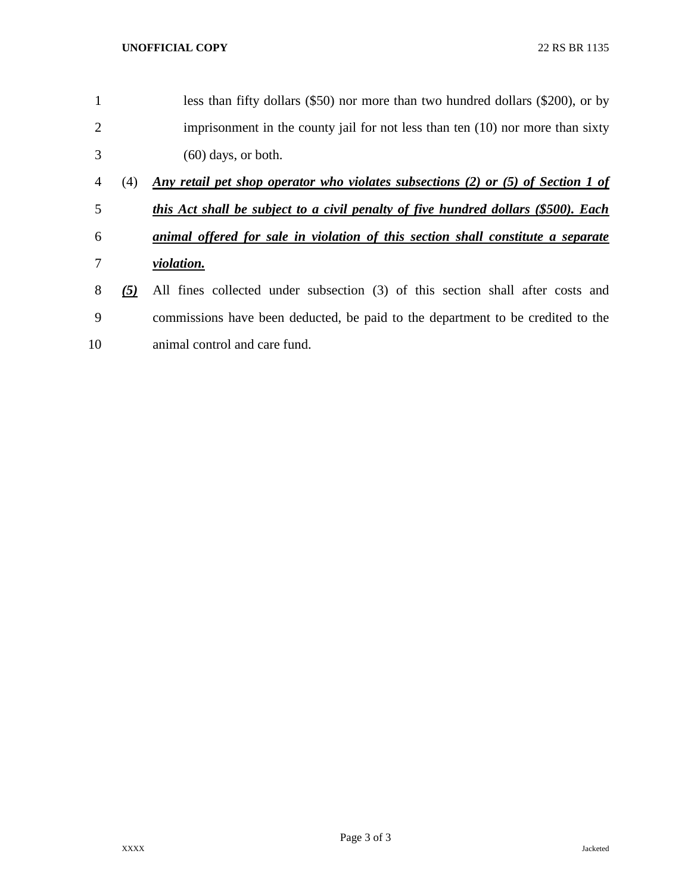less than fifty dollars ($50) nor more than two hundred dollars ($200), or by imprisonment in the county jail for not less than ten (10) nor more than sixty (60) days, or both.

(4) ***Any retail pet shop operator who violates subsections (2) or (5) of Section 1 of this Act shall be subject to a civil penalty of five hundred dollars ($500). Each animal offered for sale in violation of this section shall constitute a separate violation.***

***(5)*** All fines collected under subsection (3) of this section shall after costs and commissions have been deducted, be paid to the department to be credited to the animal control and care fund.